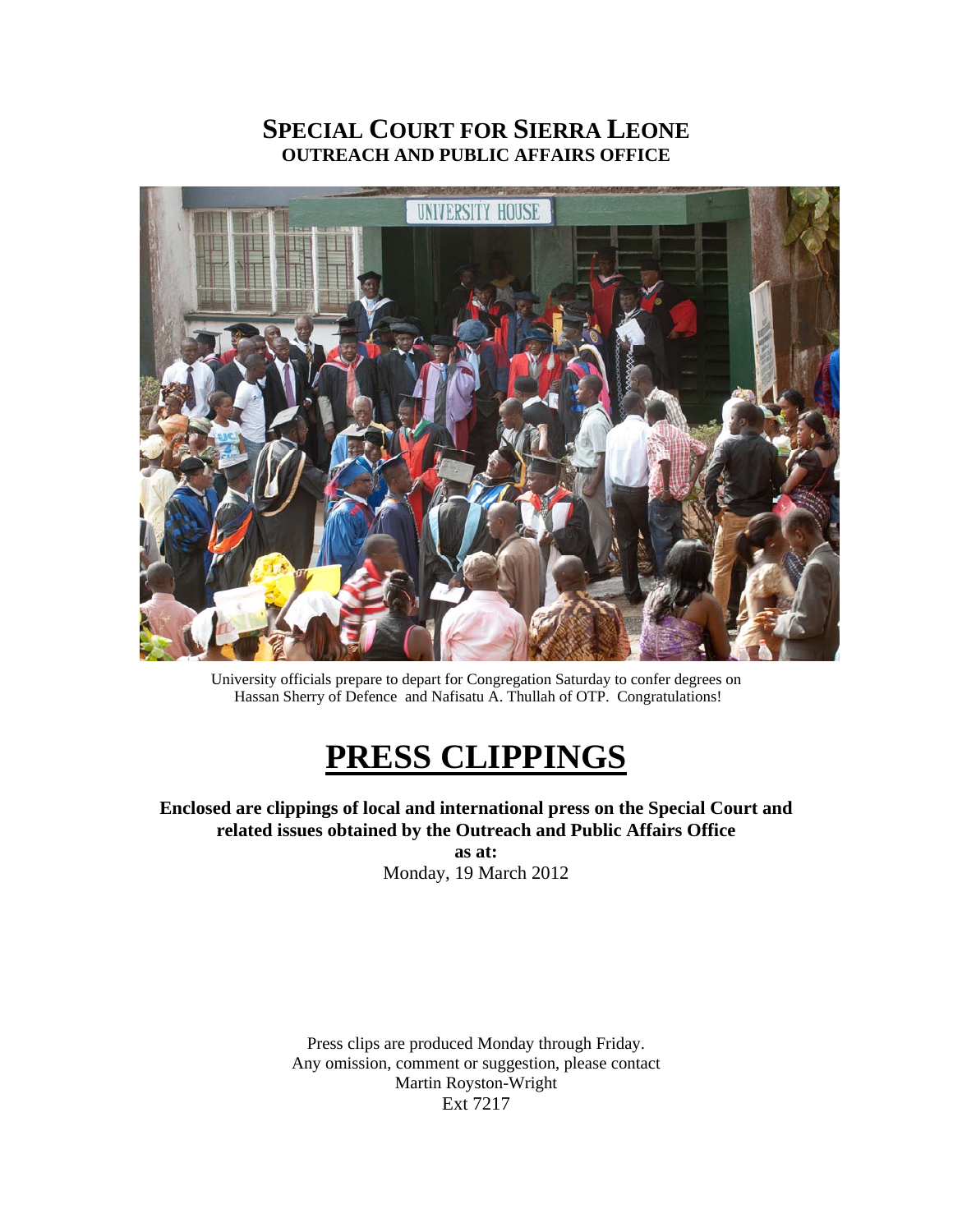# SPECIAL COURT FOR SIERRA LEONE

## OUTREACH AND PUBLIC AFFAIRS OFFICE

University officials prepare to depart for Congregation Saturday to confer degrees on Hassan Sherry of Defence and Nafisatu A. Thullah of OTP. Congratulations!

# PRESS CLIPPINGS

**Enclosed are clippings of local and international press on the Special Court and related issues obtained by the Outreach and Public Affairs Office**

**as at:**

Monday, 19 March 2012

Press clips are produced Monday through Friday.
Any omission, comment or suggestion, please contact
Martin Royston-Wright
Ext 7217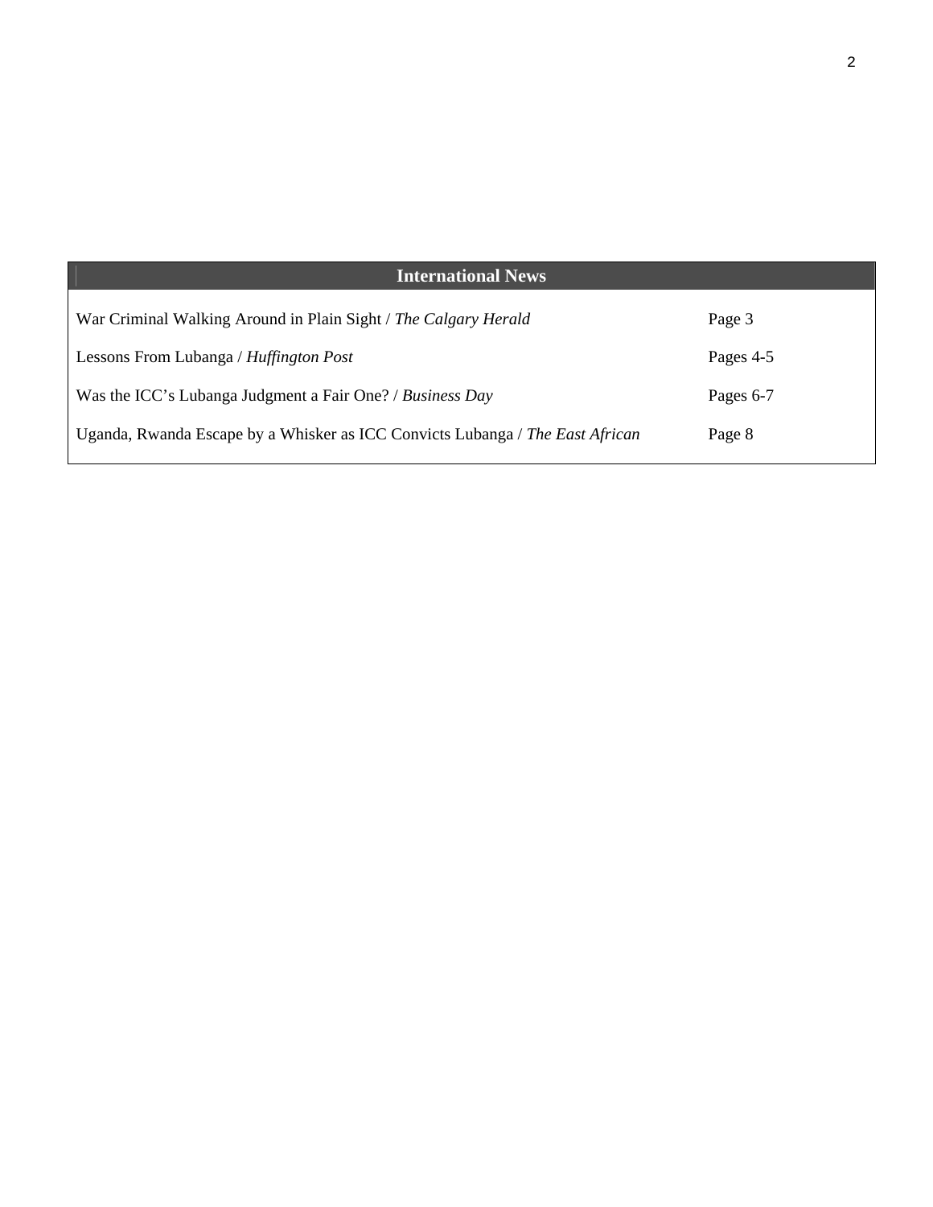## International News

| Article | Page |
| --- | --- |
| War Criminal Walking Around in Plain Sight / *The Calgary Herald* | Page 3 |
| Lessons From Lubanga / *Huffington Post* | Pages 4-5 |
| Was the ICC’s Lubanga Judgment a Fair One? / *Business Day* | Pages 6-7 |
| Uganda, Rwanda Escape by a Whisker as ICC Convicts Lubanga / *The East African* | Page 8 |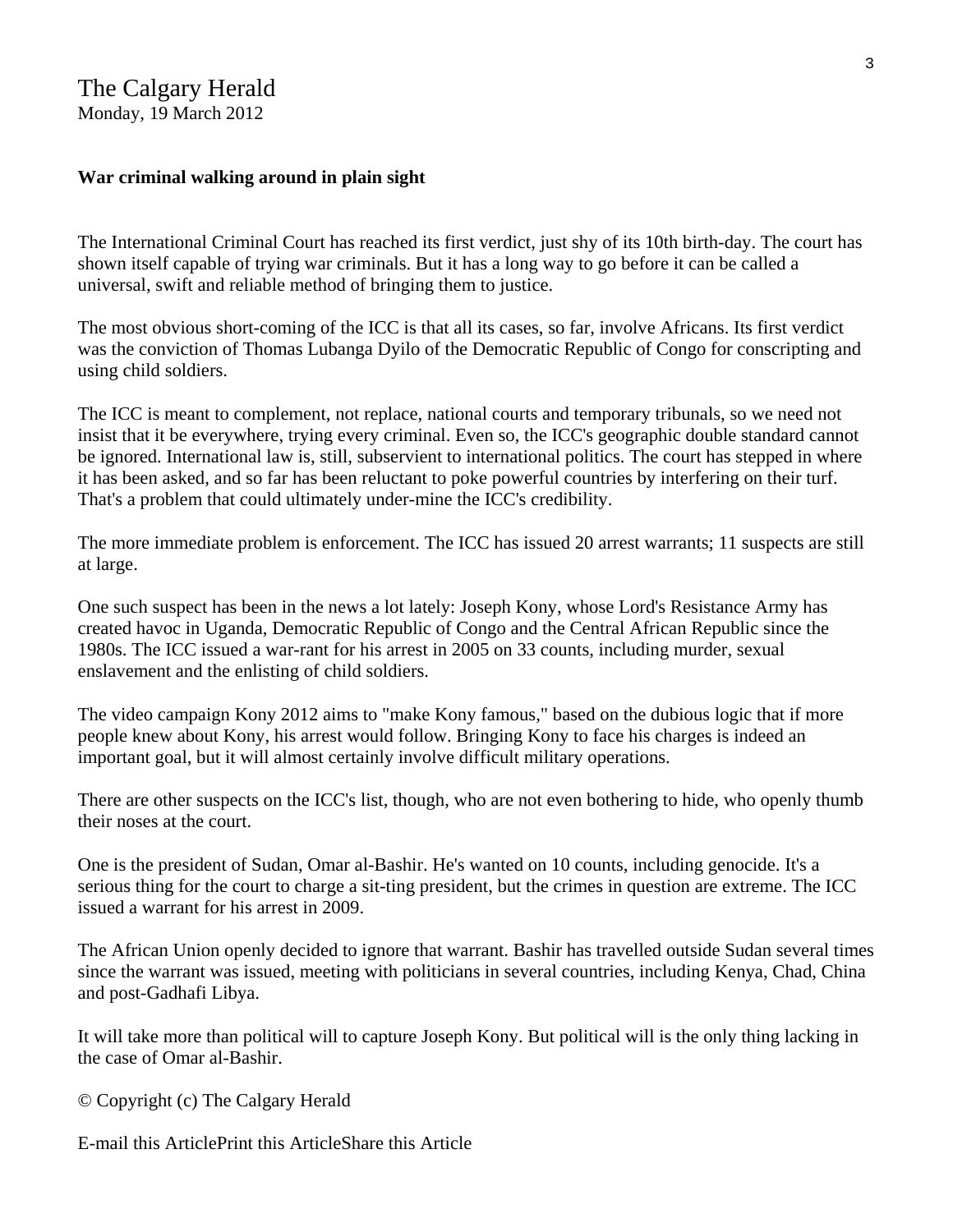The Calgary Herald
Monday, 19 March 2012

**War criminal walking around in plain sight**

The International Criminal Court has reached its first verdict, just shy of its 10th birth-day. The court has shown itself capable of trying war criminals. But it has a long way to go before it can be called a universal, swift and reliable method of bringing them to justice.

The most obvious short-coming of the ICC is that all its cases, so far, involve Africans. Its first verdict was the conviction of Thomas Lubanga Dyilo of the Democratic Republic of Congo for conscripting and using child soldiers.

The ICC is meant to complement, not replace, national courts and temporary tribunals, so we need not insist that it be everywhere, trying every criminal. Even so, the ICC's geographic double standard cannot be ignored. International law is, still, subservient to international politics. The court has stepped in where it has been asked, and so far has been reluctant to poke powerful countries by interfering on their turf. That's a problem that could ultimately under-mine the ICC's credibility.

The more immediate problem is enforcement. The ICC has issued 20 arrest warrants; 11 suspects are still at large.

One such suspect has been in the news a lot lately: Joseph Kony, whose Lord's Resistance Army has created havoc in Uganda, Democratic Republic of Congo and the Central African Republic since the 1980s. The ICC issued a war-rant for his arrest in 2005 on 33 counts, including murder, sexual enslavement and the enlisting of child soldiers.

The video campaign Kony 2012 aims to "make Kony famous," based on the dubious logic that if more people knew about Kony, his arrest would follow. Bringing Kony to face his charges is indeed an important goal, but it will almost certainly involve difficult military operations.

There are other suspects on the ICC's list, though, who are not even bothering to hide, who openly thumb their noses at the court.

One is the president of Sudan, Omar al-Bashir. He's wanted on 10 counts, including genocide. It's a serious thing for the court to charge a sit-ting president, but the crimes in question are extreme. The ICC issued a warrant for his arrest in 2009.

The African Union openly decided to ignore that warrant. Bashir has travelled outside Sudan several times since the warrant was issued, meeting with politicians in several countries, including Kenya, Chad, China and post-Gadhafi Libya.

It will take more than political will to capture Joseph Kony. But political will is the only thing lacking in the case of Omar al-Bashir.

© Copyright (c) The Calgary Herald

E-mail this ArticlePrint this ArticleShare this Article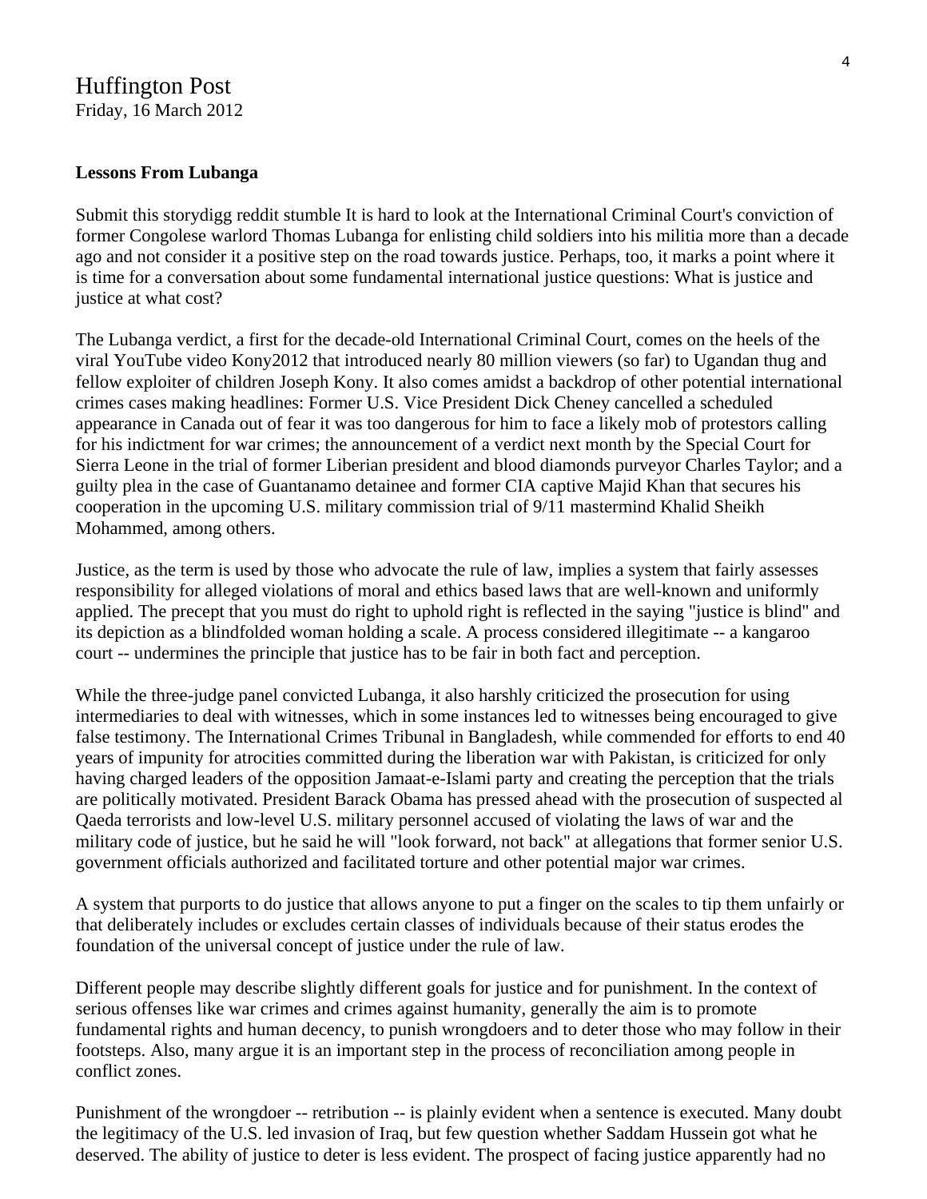Huffington Post
Friday, 16 March 2012

**Lessons From Lubanga**

Submit this storydigg reddit stumble It is hard to look at the International Criminal Court's conviction of former Congolese warlord Thomas Lubanga for enlisting child soldiers into his militia more than a decade ago and not consider it a positive step on the road towards justice. Perhaps, too, it marks a point where it is time for a conversation about some fundamental international justice questions: What is justice and justice at what cost?

The Lubanga verdict, a first for the decade-old International Criminal Court, comes on the heels of the viral YouTube video Kony2012 that introduced nearly 80 million viewers (so far) to Ugandan thug and fellow exploiter of children Joseph Kony. It also comes amidst a backdrop of other potential international crimes cases making headlines: Former U.S. Vice President Dick Cheney cancelled a scheduled appearance in Canada out of fear it was too dangerous for him to face a likely mob of protestors calling for his indictment for war crimes; the announcement of a verdict next month by the Special Court for Sierra Leone in the trial of former Liberian president and blood diamonds purveyor Charles Taylor; and a guilty plea in the case of Guantanamo detainee and former CIA captive Majid Khan that secures his cooperation in the upcoming U.S. military commission trial of 9/11 mastermind Khalid Sheikh Mohammed, among others.

Justice, as the term is used by those who advocate the rule of law, implies a system that fairly assesses responsibility for alleged violations of moral and ethics based laws that are well-known and uniformly applied. The precept that you must do right to uphold right is reflected in the saying "justice is blind" and its depiction as a blindfolded woman holding a scale. A process considered illegitimate -- a kangaroo court -- undermines the principle that justice has to be fair in both fact and perception.

While the three-judge panel convicted Lubanga, it also harshly criticized the prosecution for using intermediaries to deal with witnesses, which in some instances led to witnesses being encouraged to give false testimony. The International Crimes Tribunal in Bangladesh, while commended for efforts to end 40 years of impunity for atrocities committed during the liberation war with Pakistan, is criticized for only having charged leaders of the opposition Jamaat-e-Islami party and creating the perception that the trials are politically motivated. President Barack Obama has pressed ahead with the prosecution of suspected al Qaeda terrorists and low-level U.S. military personnel accused of violating the laws of war and the military code of justice, but he said he will "look forward, not back" at allegations that former senior U.S. government officials authorized and facilitated torture and other potential major war crimes.

A system that purports to do justice that allows anyone to put a finger on the scales to tip them unfairly or that deliberately includes or excludes certain classes of individuals because of their status erodes the foundation of the universal concept of justice under the rule of law.

Different people may describe slightly different goals for justice and for punishment. In the context of serious offenses like war crimes and crimes against humanity, generally the aim is to promote fundamental rights and human decency, to punish wrongdoers and to deter those who may follow in their footsteps. Also, many argue it is an important step in the process of reconciliation among people in conflict zones.

Punishment of the wrongdoer -- retribution -- is plainly evident when a sentence is executed. Many doubt the legitimacy of the U.S. led invasion of Iraq, but few question whether Saddam Hussein got what he deserved. The ability of justice to deter is less evident. The prospect of facing justice apparently had no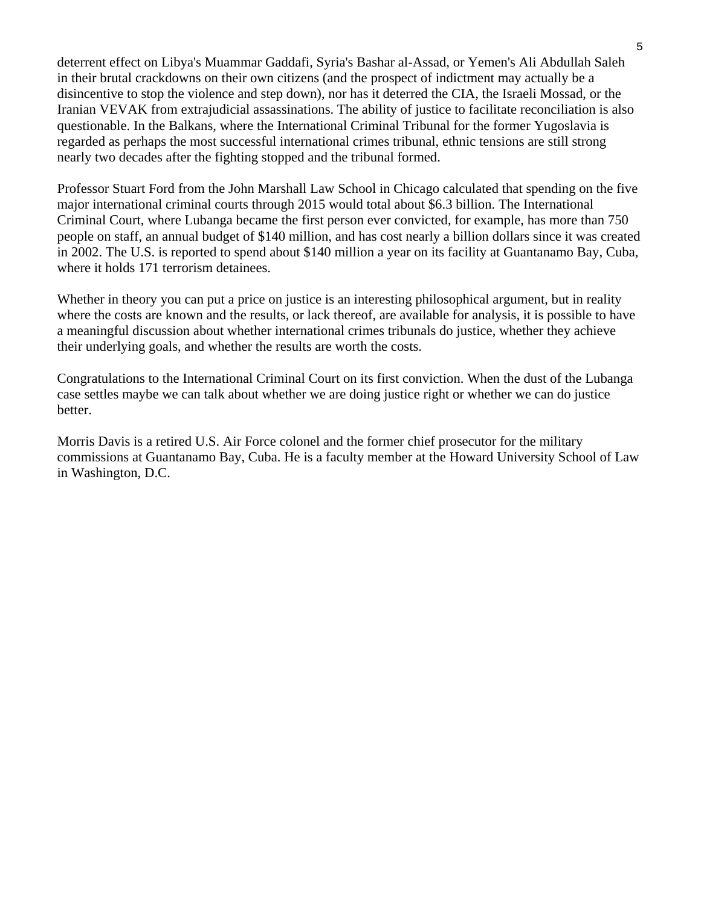deterrent effect on Libya's Muammar Gaddafi, Syria's Bashar al-Assad, or Yemen's Ali Abdullah Saleh in their brutal crackdowns on their own citizens (and the prospect of indictment may actually be a disincentive to stop the violence and step down), nor has it deterred the CIA, the Israeli Mossad, or the Iranian VEVAK from extrajudicial assassinations. The ability of justice to facilitate reconciliation is also questionable. In the Balkans, where the International Criminal Tribunal for the former Yugoslavia is regarded as perhaps the most successful international crimes tribunal, ethnic tensions are still strong nearly two decades after the fighting stopped and the tribunal formed.

Professor Stuart Ford from the John Marshall Law School in Chicago calculated that spending on the five major international criminal courts through 2015 would total about $6.3 billion. The International Criminal Court, where Lubanga became the first person ever convicted, for example, has more than 750 people on staff, an annual budget of $140 million, and has cost nearly a billion dollars since it was created in 2002. The U.S. is reported to spend about $140 million a year on its facility at Guantanamo Bay, Cuba, where it holds 171 terrorism detainees.

Whether in theory you can put a price on justice is an interesting philosophical argument, but in reality where the costs are known and the results, or lack thereof, are available for analysis, it is possible to have a meaningful discussion about whether international crimes tribunals do justice, whether they achieve their underlying goals, and whether the results are worth the costs.

Congratulations to the International Criminal Court on its first conviction. When the dust of the Lubanga case settles maybe we can talk about whether we are doing justice right or whether we can do justice better.

Morris Davis is a retired U.S. Air Force colonel and the former chief prosecutor for the military commissions at Guantanamo Bay, Cuba. He is a faculty member at the Howard University School of Law in Washington, D.C.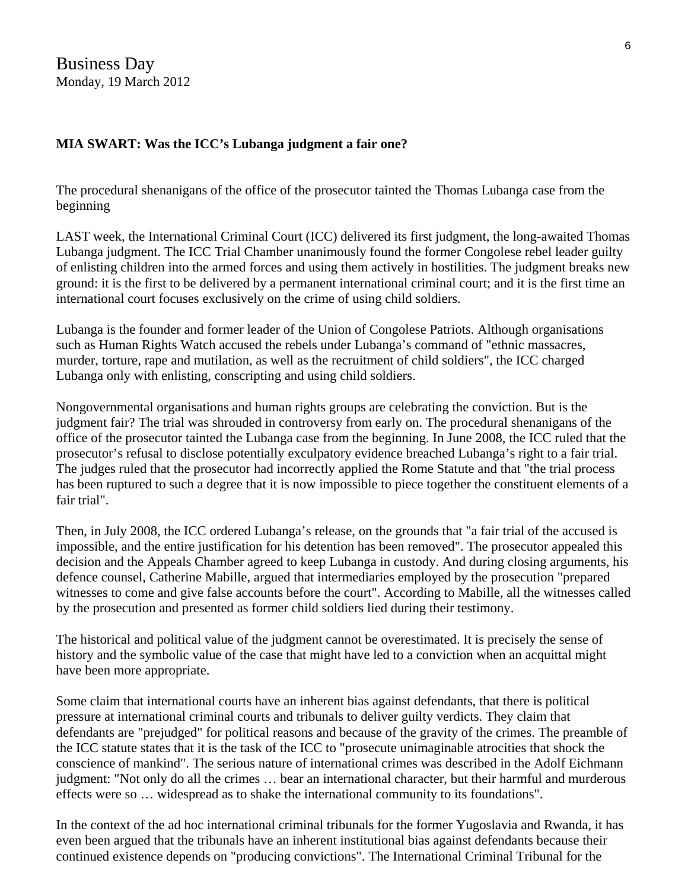Business Day
Monday, 19 March 2012

**MIA SWART: Was the ICC's Lubanga judgment a fair one?**

The procedural shenanigans of the office of the prosecutor tainted the Thomas Lubanga case from the beginning

LAST week, the International Criminal Court (ICC) delivered its first judgment, the long-awaited Thomas Lubanga judgment. The ICC Trial Chamber unanimously found the former Congolese rebel leader guilty of enlisting children into the armed forces and using them actively in hostilities. The judgment breaks new ground: it is the first to be delivered by a permanent international criminal court; and it is the first time an international court focuses exclusively on the crime of using child soldiers.

Lubanga is the founder and former leader of the Union of Congolese Patriots. Although organisations such as Human Rights Watch accused the rebels under Lubanga's command of "ethnic massacres, murder, torture, rape and mutilation, as well as the recruitment of child soldiers", the ICC charged Lubanga only with enlisting, conscripting and using child soldiers.

Nongovernmental organisations and human rights groups are celebrating the conviction. But is the judgment fair? The trial was shrouded in controversy from early on. The procedural shenanigans of the office of the prosecutor tainted the Lubanga case from the beginning. In June 2008, the ICC ruled that the prosecutor's refusal to disclose potentially exculpatory evidence breached Lubanga's right to a fair trial. The judges ruled that the prosecutor had incorrectly applied the Rome Statute and that "the trial process has been ruptured to such a degree that it is now impossible to piece together the constituent elements of a fair trial".

Then, in July 2008, the ICC ordered Lubanga's release, on the grounds that "a fair trial of the accused is impossible, and the entire justification for his detention has been removed". The prosecutor appealed this decision and the Appeals Chamber agreed to keep Lubanga in custody. And during closing arguments, his defence counsel, Catherine Mabille, argued that intermediaries employed by the prosecution "prepared witnesses to come and give false accounts before the court". According to Mabille, all the witnesses called by the prosecution and presented as former child soldiers lied during their testimony.

The historical and political value of the judgment cannot be overestimated. It is precisely the sense of history and the symbolic value of the case that might have led to a conviction when an acquittal might have been more appropriate.

Some claim that international courts have an inherent bias against defendants, that there is political pressure at international criminal courts and tribunals to deliver guilty verdicts. They claim that defendants are "prejudged" for political reasons and because of the gravity of the crimes. The preamble of the ICC statute states that it is the task of the ICC to "prosecute unimaginable atrocities that shock the conscience of mankind". The serious nature of international crimes was described in the Adolf Eichmann judgment: "Not only do all the crimes … bear an international character, but their harmful and murderous effects were so … widespread as to shake the international community to its foundations".

In the context of the ad hoc international criminal tribunals for the former Yugoslavia and Rwanda, it has even been argued that the tribunals have an inherent institutional bias against defendants because their continued existence depends on "producing convictions". The International Criminal Tribunal for the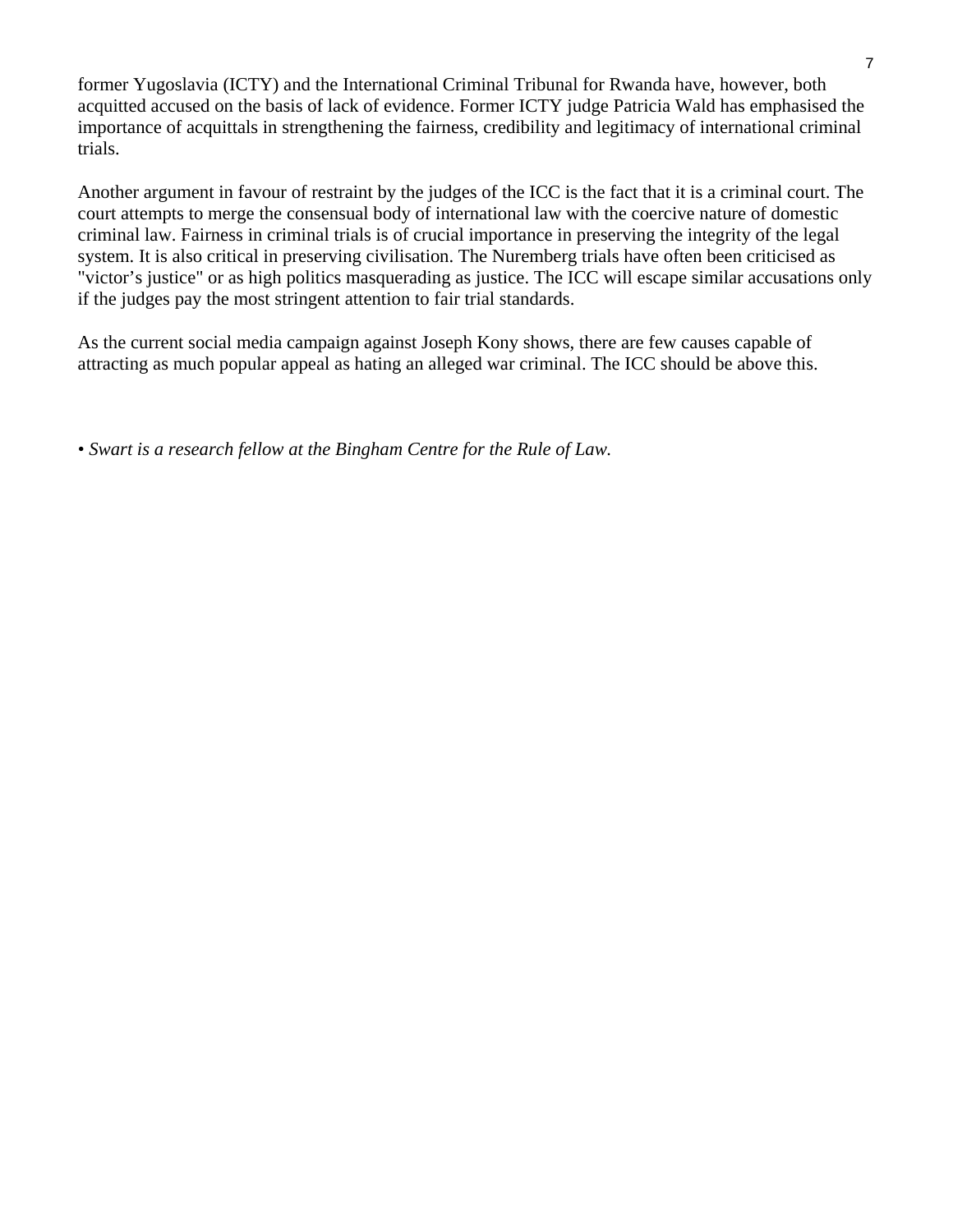former Yugoslavia (ICTY) and the International Criminal Tribunal for Rwanda have, however, both acquitted accused on the basis of lack of evidence. Former ICTY judge Patricia Wald has emphasised the importance of acquittals in strengthening the fairness, credibility and legitimacy of international criminal trials.

Another argument in favour of restraint by the judges of the ICC is the fact that it is a criminal court. The court attempts to merge the consensual body of international law with the coercive nature of domestic criminal law. Fairness in criminal trials is of crucial importance in preserving the integrity of the legal system. It is also critical in preserving civilisation. The Nuremberg trials have often been criticised as "victor's justice" or as high politics masquerading as justice. The ICC will escape similar accusations only if the judges pay the most stringent attention to fair trial standards.

As the current social media campaign against Joseph Kony shows, there are few causes capable of attracting as much popular appeal as hating an alleged war criminal. The ICC should be above this.

• *Swart is a research fellow at the Bingham Centre for the Rule of Law.*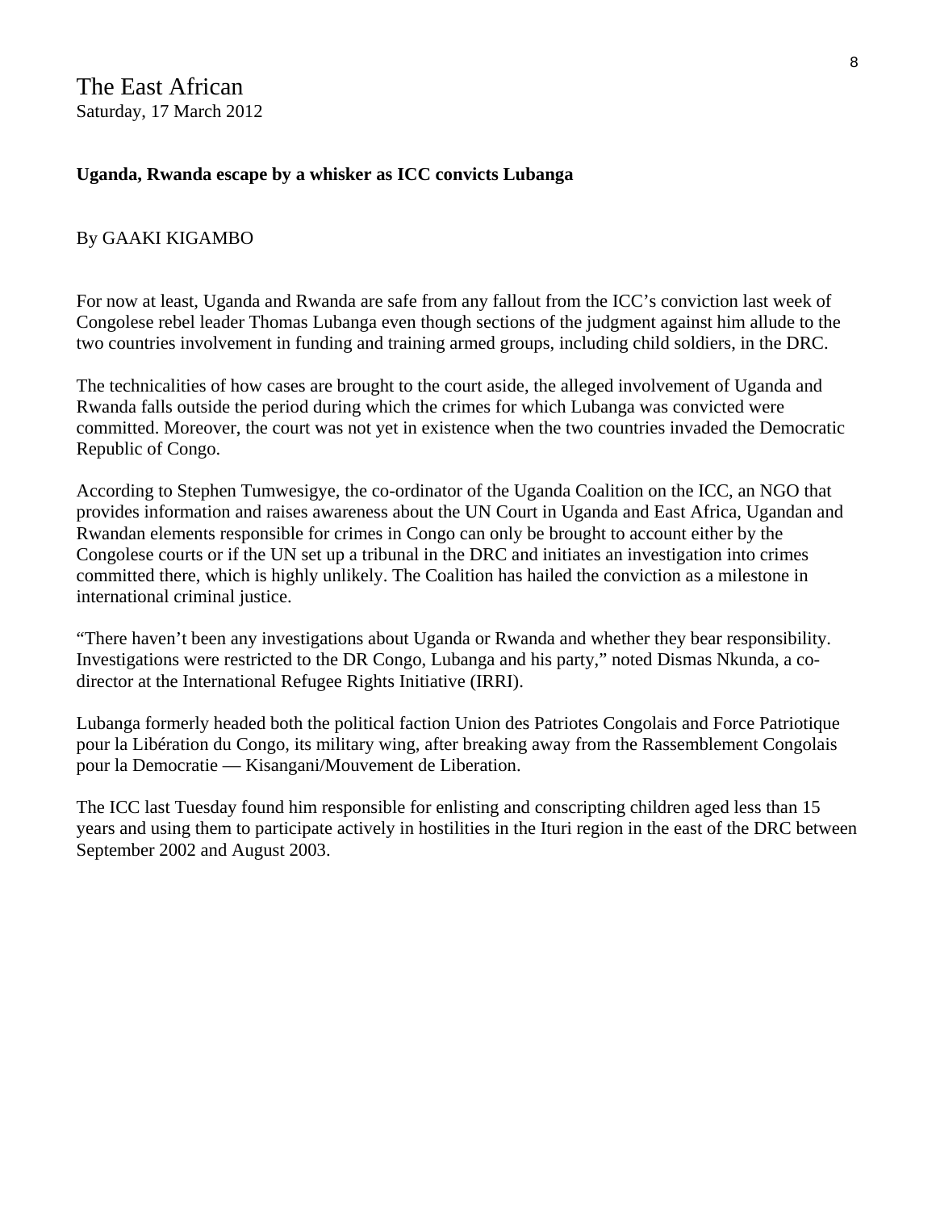The East African
Saturday, 17 March 2012

**Uganda, Rwanda escape by a whisker as ICC convicts Lubanga**

By GAAKI KIGAMBO

For now at least, Uganda and Rwanda are safe from any fallout from the ICC's conviction last week of Congolese rebel leader Thomas Lubanga even though sections of the judgment against him allude to the two countries involvement in funding and training armed groups, including child soldiers, in the DRC.

The technicalities of how cases are brought to the court aside, the alleged involvement of Uganda and Rwanda falls outside the period during which the crimes for which Lubanga was convicted were committed. Moreover, the court was not yet in existence when the two countries invaded the Democratic Republic of Congo.

According to Stephen Tumwesigye, the co-ordinator of the Uganda Coalition on the ICC, an NGO that provides information and raises awareness about the UN Court in Uganda and East Africa, Ugandan and Rwandan elements responsible for crimes in Congo can only be brought to account either by the Congolese courts or if the UN set up a tribunal in the DRC and initiates an investigation into crimes committed there, which is highly unlikely. The Coalition has hailed the conviction as a milestone in international criminal justice.

"There haven't been any investigations about Uganda or Rwanda and whether they bear responsibility. Investigations were restricted to the DR Congo, Lubanga and his party," noted Dismas Nkunda, a co-director at the International Refugee Rights Initiative (IRRI).

Lubanga formerly headed both the political faction Union des Patriotes Congolais and Force Patriotique pour la Libération du Congo, its military wing, after breaking away from the Rassemblement Congolais pour la Democratie — Kisangani/Mouvement de Liberation.

The ICC last Tuesday found him responsible for enlisting and conscripting children aged less than 15 years and using them to participate actively in hostilities in the Ituri region in the east of the DRC between September 2002 and August 2003.